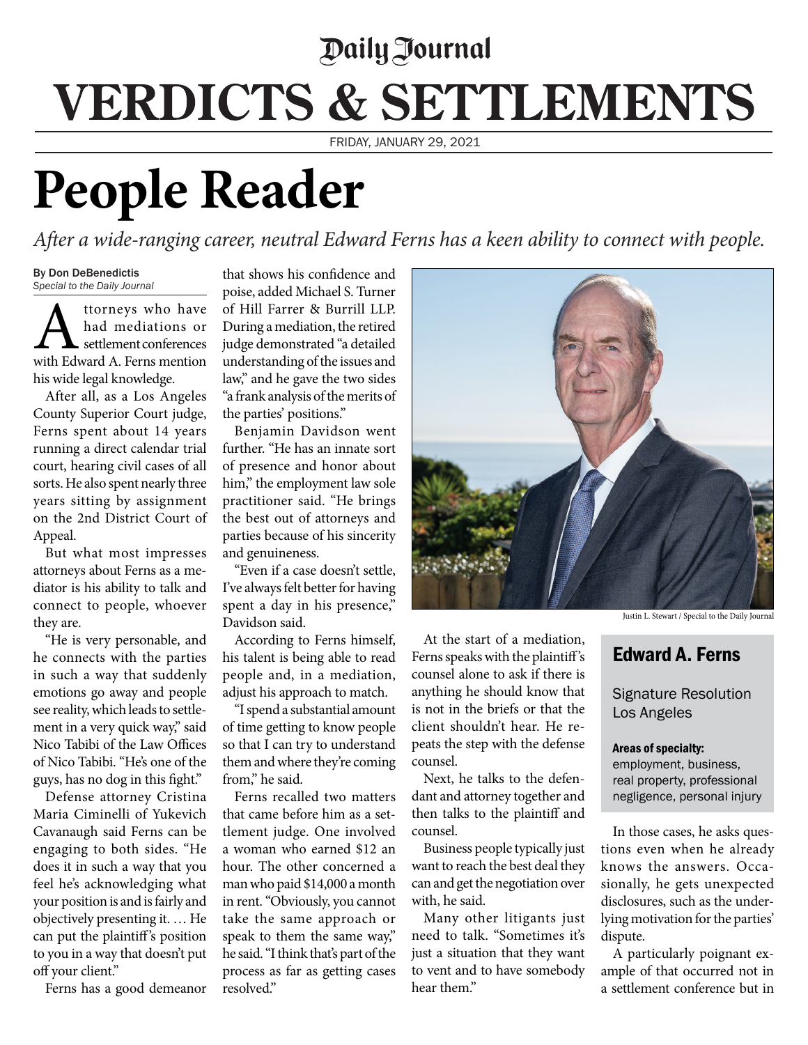Daily Journal

# VERDICTS & SETTLEMENTS

FRIDAY, JANUARY 29, 2021

# People Reader

*After a wide-ranging career, neutral Edward Ferns has a keen ability to connect with people.*

By Don DeBenedictis
*Special to the Daily Journal*

Attorneys who have had mediations or settlement conferences with Edward A. Ferns mention his wide legal knowledge.

After all, as a Los Angeles County Superior Court judge, Ferns spent about 14 years running a direct calendar trial court, hearing civil cases of all sorts. He also spent nearly three years sitting by assignment on the 2nd District Court of Appeal.

But what most impresses attorneys about Ferns as a mediator is his ability to talk and connect to people, whoever they are.

"He is very personable, and he connects with the parties in such a way that suddenly emotions go away and people see reality, which leads to settlement in a very quick way," said Nico Tabibi of the Law Offices of Nico Tabibi. "He's one of the guys, has no dog in this fight."

Defense attorney Cristina Maria Ciminelli of Yukevich Cavanaugh said Ferns can be engaging to both sides. "He does it in such a way that you feel he's acknowledging what your position is and is fairly and objectively presenting it. … He can put the plaintiff's position to you in a way that doesn't put off your client."

Ferns has a good demeanor that shows his confidence and poise, added Michael S. Turner of Hill Farrer & Burrill LLP. During a mediation, the retired judge demonstrated "a detailed understanding of the issues and law," and he gave the two sides "a frank analysis of the merits of the parties' positions."

Benjamin Davidson went further. "He has an innate sort of presence and honor about him," the employment law sole practitioner said. "He brings the best out of attorneys and parties because of his sincerity and genuineness.

"Even if a case doesn't settle, I've always felt better for having spent a day in his presence," Davidson said.

According to Ferns himself, his talent is being able to read people and, in a mediation, adjust his approach to match.

"I spend a substantial amount of time getting to know people so that I can try to understand them and where they're coming from," he said.

Ferns recalled two matters that came before him as a settlement judge. One involved a woman who earned $12 an hour. The other concerned a man who paid $14,000 a month in rent. "Obviously, you cannot take the same approach or speak to them the same way," he said. "I think that's part of the process as far as getting cases resolved."

Justin L. Stewart / Special to the Daily Journal

At the start of a mediation, Ferns speaks with the plaintiff's counsel alone to ask if there is anything he should know that is not in the briefs or that the client shouldn't hear. He repeats the step with the defense counsel.

Next, he talks to the defendant and attorney together and then talks to the plaintiff and counsel.

Business people typically just want to reach the best deal they can and get the negotiation over with, he said.

Many other litigants just need to talk. "Sometimes it's just a situation that they want to vent and to have somebody hear them."

> ## Edward A. Ferns
>
> Signature Resolution
> Los Angeles
>
> **Areas of specialty:**
> employment, business, real property, professional negligence, personal injury

In those cases, he asks questions even when he already knows the answers. Occasionally, he gets unexpected disclosures, such as the underlying motivation for the parties' dispute.

A particularly poignant example of that occurred not in a settlement conference but in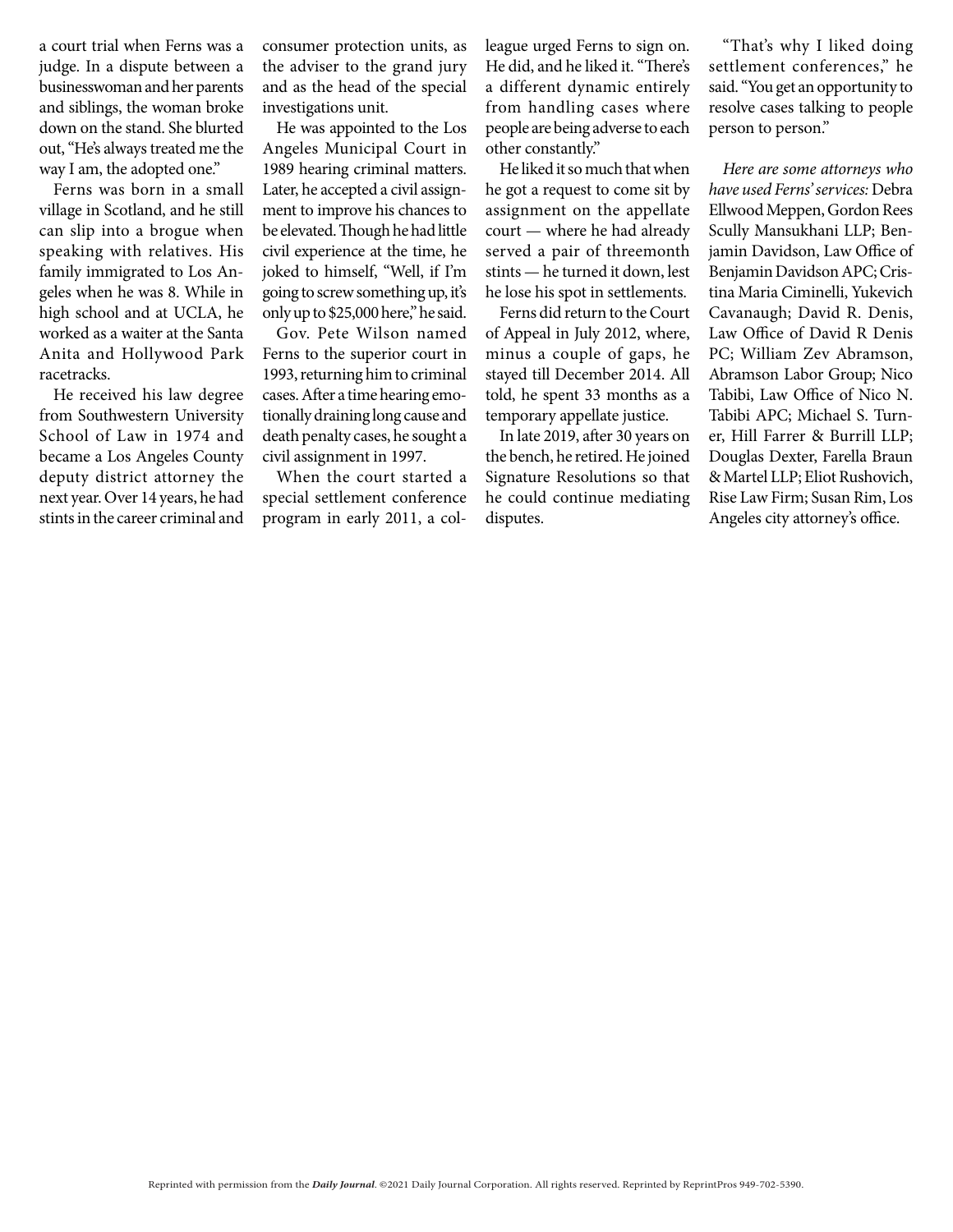a court trial when Ferns was a judge. In a dispute between a businesswoman and her parents and siblings, the woman broke down on the stand. She blurted out, "He's always treated me the way I am, the adopted one."

Ferns was born in a small village in Scotland, and he still can slip into a brogue when speaking with relatives. His family immigrated to Los Angeles when he was 8. While in high school and at UCLA, he worked as a waiter at the Santa Anita and Hollywood Park racetracks.

He received his law degree from Southwestern University School of Law in 1974 and became a Los Angeles County deputy district attorney the next year. Over 14 years, he had stints in the career criminal and consumer protection units, as the adviser to the grand jury and as the head of the special investigations unit.

He was appointed to the Los Angeles Municipal Court in 1989 hearing criminal matters. Later, he accepted a civil assignment to improve his chances to be elevated. Though he had little civil experience at the time, he joked to himself, "Well, if I'm going to screw something up, it's only up to $25,000 here," he said.

Gov. Pete Wilson named Ferns to the superior court in 1993, returning him to criminal cases. After a time hearing emotionally draining long cause and death penalty cases, he sought a civil assignment in 1997.

When the court started a special settlement conference program in early 2011, a colleague urged Ferns to sign on. He did, and he liked it. "There's a different dynamic entirely from handling cases where people are being adverse to each other constantly."

He liked it so much that when he got a request to come sit by assignment on the appellate court — where he had already served a pair of threemonth stints — he turned it down, lest he lose his spot in settlements.

Ferns did return to the Court of Appeal in July 2012, where, minus a couple of gaps, he stayed till December 2014. All told, he spent 33 months as a temporary appellate justice.

In late 2019, after 30 years on the bench, he retired. He joined Signature Resolutions so that he could continue mediating disputes.

"That's why I liked doing settlement conferences," he said. "You get an opportunity to resolve cases talking to people person to person."

*Here are some attorneys who have used Ferns' services:* Debra Ellwood Meppen, Gordon Rees Scully Mansukhani LLP; Benjamin Davidson, Law Office of Benjamin Davidson APC; Cristina Maria Ciminelli, Yukevich Cavanaugh; David R. Denis, Law Office of David R Denis PC; William Zev Abramson, Abramson Labor Group; Nico Tabibi, Law Office of Nico N. Tabibi APC; Michael S. Turner, Hill Farrer & Burrill LLP; Douglas Dexter, Farella Braun & Martel LLP; Eliot Rushovich, Rise Law Firm; Susan Rim, Los Angeles city attorney's office.

Reprinted with permission from the ***Daily Journal***. ©2021 Daily Journal Corporation. All rights reserved. Reprinted by ReprintPros 949-702-5390.